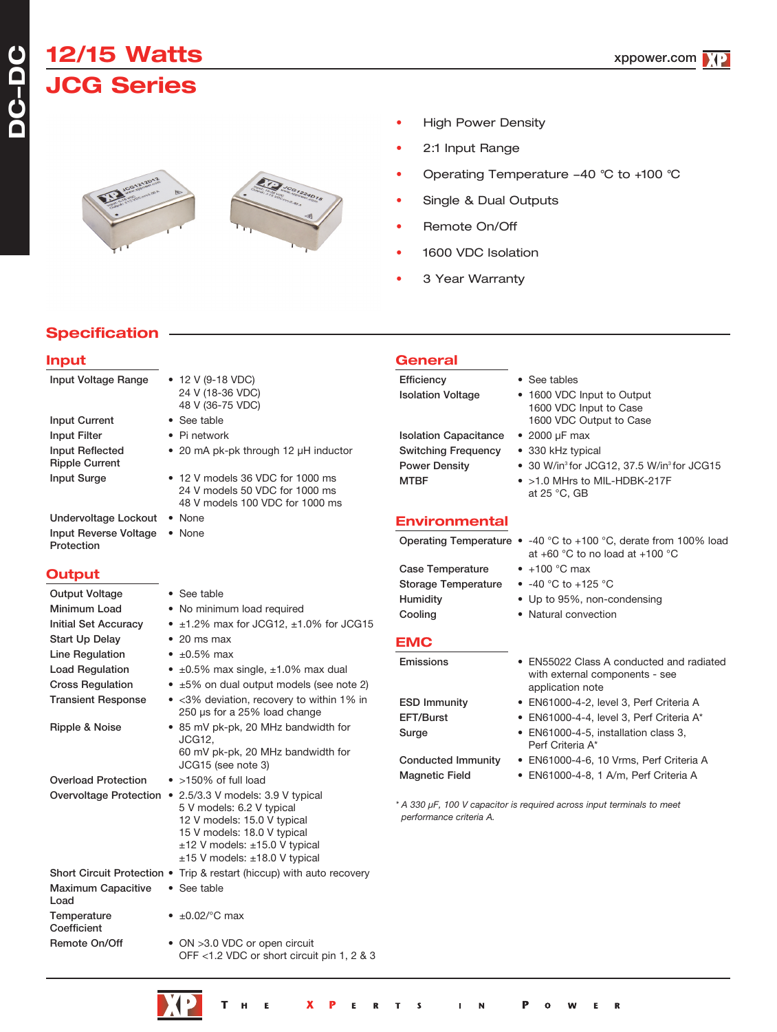# 12/15 Watts

# JCG Series

- High Power Density
- 2:1 Input Range
- Operating Temperature –40 °C to +100 °C
- Single & Dual Outputs
- Remote On/Off
- 1600 VDC Isolation
- 3 Year Warranty

## Specification

### Input

| | |
|---|---|
| Input Voltage Range | • 12 V (9-18 VDC)<br>24 V (18-36 VDC)<br>48 V (36-75 VDC) |
| Input Current | • See table |
| Input Filter | • Pi network |
| Input Reflected Ripple Current | • 20 mA pk-pk through 12 µH inductor |
| Input Surge | • 12 V models 36 VDC for 1000 ms<br>24 V models 50 VDC for 1000 ms<br>48 V models 100 VDC for 1000 ms |
| Undervoltage Lockout | • None |
| Input Reverse Voltage Protection | • None |

### Output

| | |
|---|---|
| Output Voltage | • See table |
| Minimum Load | • No minimum load required |
| Initial Set Accuracy | • ±1.2% max for JCG12, ±1.0% for JCG15 |
| Start Up Delay | • 20 ms max |
| Line Regulation | • ±0.5% max |
| Load Regulation | • ±0.5% max single, ±1.0% max dual |
| Cross Regulation | • ±5% on dual output models (see note 2) |
| Transient Response | • <3% deviation, recovery to within 1% in 250 µs for a 25% load change |
| Ripple & Noise | • 85 mV pk-pk, 20 MHz bandwidth for JCG12,<br>60 mV pk-pk, 20 MHz bandwidth for JCG15 (see note 3) |
| Overload Protection | • >150% of full load |
| Overvoltage Protection | • 2.5/3.3 V models: 3.9 V typical<br>5 V models: 6.2 V typical<br>12 V models: 15.0 V typical<br>15 V models: 18.0 V typical<br>±12 V models: ±15.0 V typical<br>±15 V models: ±18.0 V typical |
| Short Circuit Protection | • Trip & restart (hiccup) with auto recovery |
| Maximum Capacitive Load | • See table |
| Temperature Coefficient | • ±0.02/°C max |
| Remote On/Off | • ON >3.0 VDC or open circuit<br>OFF <1.2 VDC or short circuit pin 1, 2 & 3 |

### General

| | |
|---|---|
| Efficiency | • See tables |
| Isolation Voltage | • 1600 VDC Input to Output<br>1600 VDC Input to Case<br>1600 VDC Output to Case |
| Isolation Capacitance | • 2000 µF max |
| Switching Frequency | • 330 kHz typical |
| Power Density | • 30 W/in³ for JCG12, 37.5 W/in³ for JCG15 |
| MTBF | • >1.0 MHrs to MIL-HDBK-217F at 25 °C, GB |

### Environmental

| | |
|---|---|
| Operating Temperature | • -40 °C to +100 °C, derate from 100% load at +60 °C to no load at +100 °C |
| Case Temperature | • +100 °C max |
| Storage Temperature | • -40 °C to +125 °C |
| Humidity | • Up to 95%, non-condensing |
| Cooling | • Natural convection |

### EMC

| | |
|---|---|
| Emissions | • EN55022 Class A conducted and radiated with external components - see application note |
| ESD Immunity | • EN61000-4-2, level 3, Perf Criteria A |
| EFT/Burst | • EN61000-4-4, level 3, Perf Criteria A* |
| Surge | • EN61000-4-5, installation class 3, Perf Criteria A* |
| Conducted Immunity | • EN61000-4-6, 10 Vrms, Perf Criteria A |
| Magnetic Field | • EN61000-4-8, 1 A/m, Perf Criteria A |

*\* A 330 µF, 100 V capacitor is required across input terminals to meet performance criteria A.*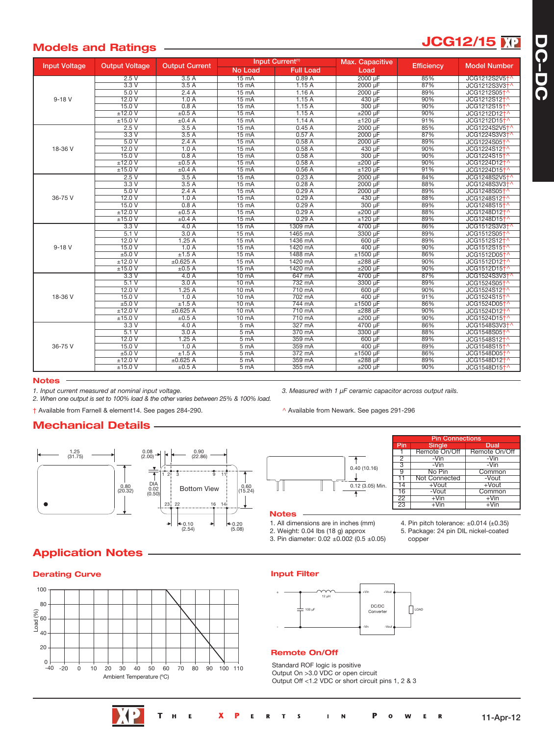## Models and Ratings

**JCG12/15**

| Input Voltage | Output Voltage | Output Current | Input Current(1) | | Max. Capacitive Load | Efficiency | Model Number |
|---|---|---|---|---|---|---|---|
| | | | No Load | Full Load | | | |
| 9-18 V | 2.5 V | 3.5 A | 15 mA | 0.89 A | 2000 µF | 85% | JCG1212S2V5†^ |
| | 3.3 V | 3.5 A | 15 mA | 1.15 A | 2000 µF | 87% | JCG1212S3V3†^ |
| | 5.0 V | 2.4 A | 15 mA | 1.16 A | 2000 µF | 89% | JCG1212S05†^ |
| | 12.0 V | 1.0 A | 15 mA | 1.15 A | 430 µF | 90% | JCG1212S12†^ |
| | 15.0 V | 0.8 A | 15 mA | 1.15 A | 300 µF | 90% | JCG1212S15†^ |
| | ±12.0 V | ±0.5 A | 15 mA | 1.15 A | ±200 µF | 90% | JCG1212D12†^ |
| | ±15.0 V | ±0.4 A | 15 mA | 1.14 A | ±120 µF | 91% | JCG1212D15†^ |
| 18-36 V | 2.5 V | 3.5 A | 15 mA | 0.45 A | 2000 µF | 85% | JCG1224S2V5†^ |
| | 3.3 V | 3.5 A | 15 mA | 0.57 A | 2000 µF | 87% | JCG1224S3V3†^ |
| | 5.0 V | 2.4 A | 15 mA | 0.58 A | 2000 µF | 89% | JCG1224S05†^ |
| | 12.0 V | 1.0 A | 15 mA | 0.58 A | 430 µF | 90% | JCG1224S12†^ |
| | 15.0 V | 0.8 A | 15 mA | 0.58 A | 300 µF | 90% | JCG1224S15†^ |
| | ±12.0 V | ±0.5 A | 15 mA | 0.58 A | ±200 µF | 90% | JCG1224D12†^ |
| | ±15.0 V | ±0.4 A | 15 mA | 0.56 A | ±120 µF | 91% | JCG1224D15†^ |
| 36-75 V | 2.5 V | 3.5 A | 15 mA | 0.23 A | 2000 µF | 84% | JCG1248S2V5†^ |
| | 3.3 V | 3.5 A | 15 mA | 0.28 A | 2000 µF | 88% | JCG1248S3V3†^ |
| | 5.0 V | 2.4 A | 15 mA | 0.29 A | 2000 µF | 89% | JCG1248S05†^ |
| | 12.0 V | 1.0 A | 15 mA | 0.29 A | 430 µF | 88% | JCG1248S12†^ |
| | 15.0 V | 0.8 A | 15 mA | 0.29 A | 300 µF | 89% | JCG1248S15†^ |
| | ±12.0 V | ±0.5 A | 15 mA | 0.29 A | ±200 µF | 88% | JCG1248D12†^ |
| | ±15.0 V | ±0.4 A | 15 mA | 0.29 A | ±120 µF | 89% | JCG1248D15†^ |
| 9-18 V | 3.3 V | 4.0 A | 15 mA | 1309 mA | 4700 µF | 86% | JCG1512S3V3†^ |
| | 5.1 V | 3.0 A | 15 mA | 1465 mA | 3300 µF | 89% | JCG1512S05†^ |
| | 12.0 V | 1.25 A | 15 mA | 1436 mA | 600 µF | 89% | JCG1512S12†^ |
| | 15.0 V | 1.0 A | 15 mA | 1420 mA | 400 µF | 90% | JCG1512S15†^ |
| | ±5.0 V | ±1.5 A | 15 mA | 1488 mA | ±1500 µF | 86% | JCG1512D05†^ |
| | ±12.0 V | ±0.625 A | 15 mA | 1420 mA | ±288 µF | 90% | JCG1512D12†^ |
| | ±15.0 V | ±0.5 A | 15 mA | 1420 mA | ±200 µF | 90% | JCG1512D15†^ |
| 18-36 V | 3.3 V | 4.0 A | 10 mA | 647 mA | 4700 µF | 87% | JCG1524S3V3†^ |
| | 5.1 V | 3.0 A | 10 mA | 732 mA | 3300 µF | 89% | JCG1524S05†^ |
| | 12.0 V | 1.25 A | 10 mA | 710 mA | 600 µF | 90% | JCG1524S12†^ |
| | 15.0 V | 1.0 A | 10 mA | 702 mA | 400 µF | 91% | JCG1524S15†^ |
| | ±5.0 V | ±1.5 A | 10 mA | 744 mA | ±1500 µF | 86% | JCG1524D05†^ |
| | ±12.0 V | ±0.625 A | 10 mA | 710 mA | ±288 µF | 90% | JCG1524D12†^ |
| | ±15.0 V | ±0.5 A | 10 mA | 710 mA | ±200 µF | 90% | JCG1524D15†^ |
| 36-75 V | 3.3 V | 4.0 A | 5 mA | 327 mA | 4700 µF | 86% | JCG1548S3V3†^ |
| | 5.1 V | 3.0 A | 5 mA | 370 mA | 3300 µF | 88% | JCG1548S05†^ |
| | 12.0 V | 1.25 A | 5 mA | 359 mA | 600 µF | 89% | JCG1548S12†^ |
| | 15.0 V | 1.0 A | 5 mA | 359 mA | 400 µF | 89% | JCG1548S15†^ |
| | ±5.0 V | ±1.5 A | 5 mA | 372 mA | ±1500 µF | 86% | JCG1548D05†^ |
| | ±12.0 V | ±0.625 A | 5 mA | 359 mA | ±288 µF | 89% | JCG1548D12†^ |
| | ±15.0 V | ±0.5 A | 5 mA | 355 mA | ±200 µF | 90% | JCG1548D15†^ |

### Notes

*1. Input current measured at nominal input voltage.*

*2. When one output is set to 100% load & the other varies between 25% & 100% load.*

*3. Measured with 1 µF ceramic capacitor across output rails.*

† Available from Farnell & element14. See pages 284-290.

^ Available from Newark. See pages 291-296

## Mechanical Details

1.25 (31.75)
0.80 (20.32)
0.08 (2.00)
0.90 (22.86)
1 2 3 9 11
DIA 0.02 (0.50)
Bottom View
0.60 (15.24)
23 22 16 14
0.10 (2.54)
0.20 (5.08)
0.40 (10.16)
0.12 (3.05) Min.

| Pin Connections | | |
|---|---|---|
| Pin | Single | Dual |
| 1 | Remote On/Off | Remote On/Off |
| 2 | -Vin | -Vin |
| 3 | -Vin | -Vin |
| 9 | No Pin | Common |
| 11 | Not Connected | -Vout |
| 14 | +Vout | +Vout |
| 16 | -Vout | Common |
| 22 | +Vin | +Vin |
| 23 | +Vin | +Vin |

### Notes

1. All dimensions are in inches (mm)
2. Weight: 0.04 lbs (18 g) approx
3. Pin diameter: 0.02 ±0.002 (0.5 ±0.05)
4. Pin pitch tolerance: ±0.014 (±0.35)
5. Package: 24 pin DIL nickel-coated copper

## Application Notes

### Derating Curve

Load (%)
100
80
60
40
20
0
-40 -20 0 10 20 30 40 50 60 70 80 90 100 110
Ambient Temperature (ºC)

### Input Filter

12 µH
100 µF
+Vin +Vout
DC/DC Converter
-Vin -Vout
LOAD

### Remote On/Off

Standard ROF logic is positive
Output On >3.0 VDC or open circuit
Output Off <1.2 VDC or short circuit pins 1, 2 & 3